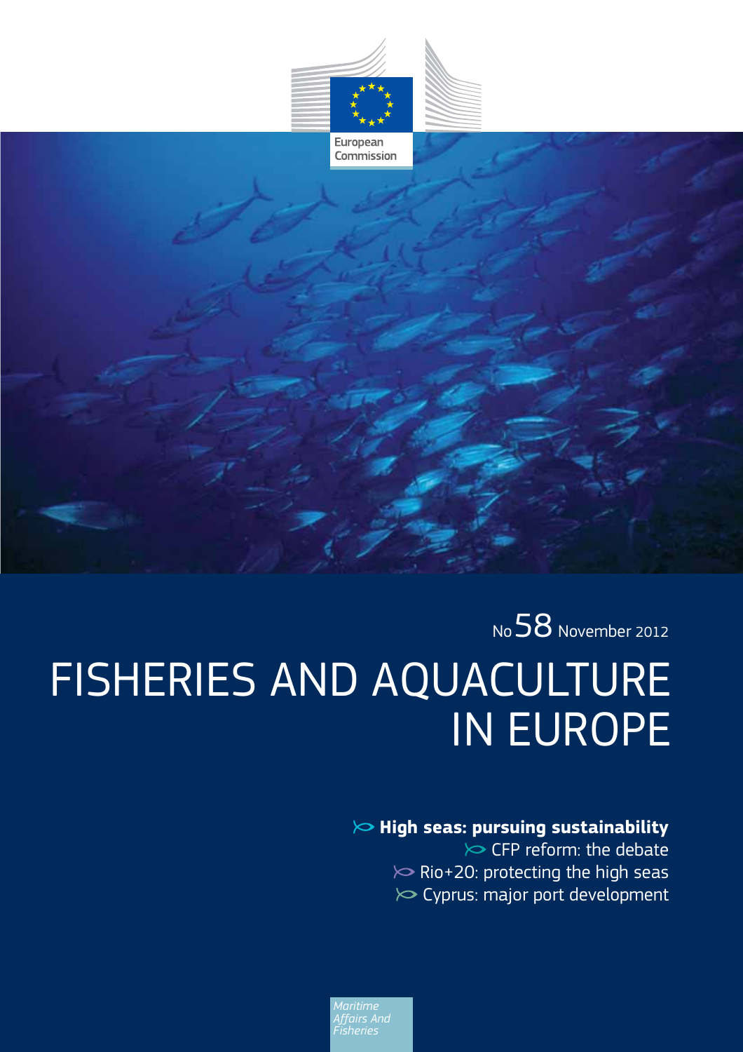European Commission

No 58 November 2012

# FISHERIES AND AQUACULTURE IN EUROPE

**High seas: pursuing sustainability**

CFP reform: the debate

Rio+20: protecting the high seas

Cyprus: major port development

*Maritime Affairs And Fisheries*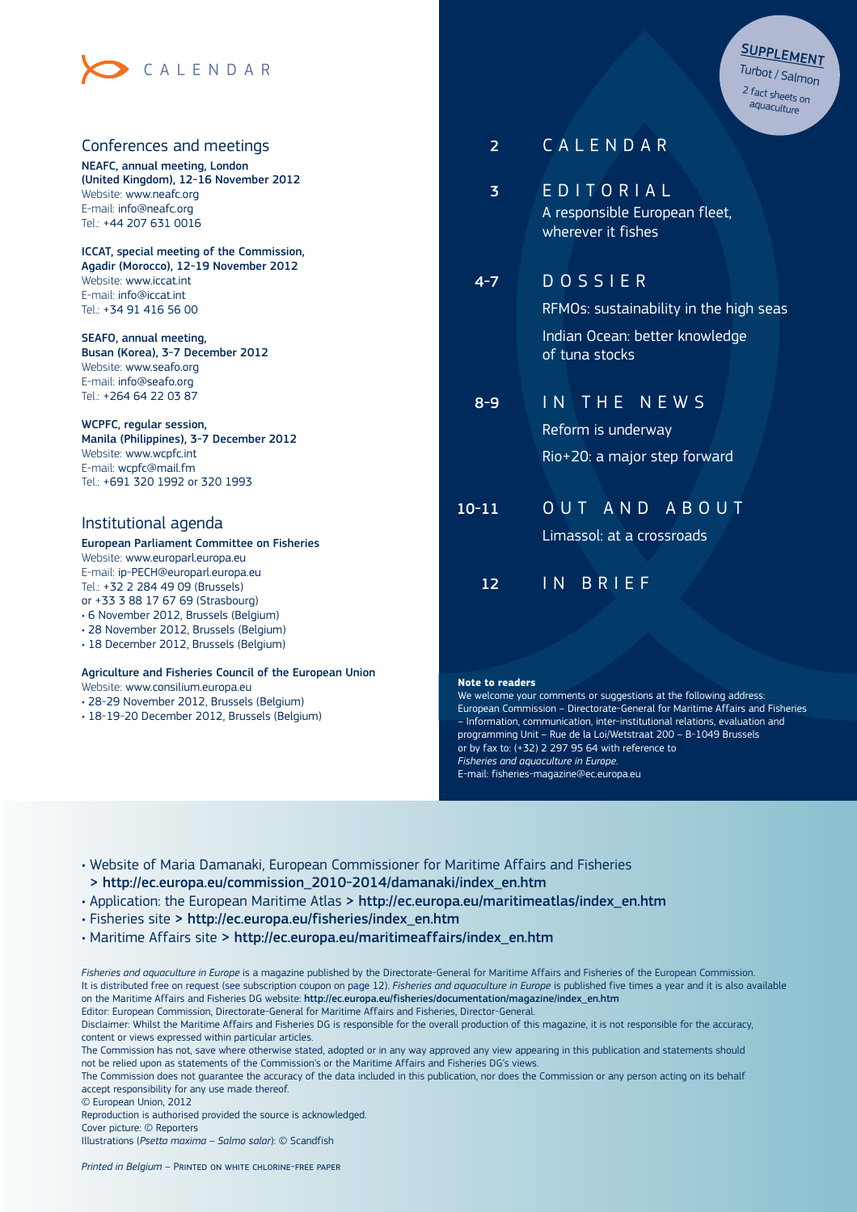# CALENDAR

## Conferences and meetings

**NEAFC, annual meeting, London (United Kingdom), 12-16 November 2012**
Website: www.neafc.org
E-mail: info@neafc.org
Tel.: +44 207 631 0016

**ICCAT, special meeting of the Commission, Agadir (Morocco), 12-19 November 2012**
Website: www.iccat.int
E-mail: info@iccat.int
Tel.: +34 91 416 56 00

**SEAFO, annual meeting, Busan (Korea), 3-7 December 2012**
Website: www.seafo.org
E-mail: info@seafo.org
Tel.: +264 64 22 03 87

**WCPFC, regular session, Manila (Philippines), 3-7 December 2012**
Website: www.wcpfc.int
E-mail: wcpfc@mail.fm
Tel.: +691 320 1992 or 320 1993

## Institutional agenda

**European Parliament Committee on Fisheries**
Website: www.europarl.europa.eu
E-mail: ip-PECH@europarl.europa.eu
Tel.: +32 2 284 49 09 (Brussels)
or +33 3 88 17 67 69 (Strasbourg)

- 6 November 2012, Brussels (Belgium)
- 28 November 2012, Brussels (Belgium)
- 18 December 2012, Brussels (Belgium)

**Agriculture and Fisheries Council of the European Union**
Website: www.consilium.europa.eu

- 28-29 November 2012, Brussels (Belgium)
- 18-19-20 December 2012, Brussels (Belgium)

**SUPPLEMENT**
Turbot / Salmon
2 fact sheets on aquaculture

| | |
|---|---|
| 2 | CALENDAR |
| 3 | EDITORIAL<br>A responsible European fleet, wherever it fishes |
| 4-7 | DOSSIER<br>RFMOs: sustainability in the high seas<br>Indian Ocean: better knowledge of tuna stocks |
| 8-9 | IN THE NEWS<br>Reform is underway<br>Rio+20: a major step forward |
| 10-11 | OUT AND ABOUT<br>Limassol: at a crossroads |
| 12 | IN BRIEF |

**Note to readers**
We welcome your comments or suggestions at the following address: European Commission – Directorate-General for Maritime Affairs and Fisheries – Information, communication, inter-institutional relations, evaluation and programming Unit – Rue de la Loi/Wetstraat 200 – B-1049 Brussels or by fax to: (+32) 2 297 95 64 with reference to *Fisheries and aquaculture in Europe*.
E-mail: fisheries-magazine@ec.europa.eu

- Website of Maria Damanaki, European Commissioner for Maritime Affairs and Fisheries **> http://ec.europa.eu/commission_2010-2014/damanaki/index_en.htm**
- Application: the European Maritime Atlas **> http://ec.europa.eu/maritimeatlas/index_en.htm**
- Fisheries site **> http://ec.europa.eu/fisheries/index_en.htm**
- Maritime Affairs site **> http://ec.europa.eu/maritimeaffairs/index_en.htm**

*Fisheries and aquaculture in Europe* is a magazine published by the Directorate-General for Maritime Affairs and Fisheries of the European Commission. It is distributed free on request (see subscription coupon on page 12). *Fisheries and aquaculture in Europe* is published five times a year and it is also available on the Maritime Affairs and Fisheries DG website: **http://ec.europa.eu/fisheries/documentation/magazine/index_en.htm**
Editor: European Commission, Directorate-General for Maritime Affairs and Fisheries, Director-General.
Disclaimer: Whilst the Maritime Affairs and Fisheries DG is responsible for the overall production of this magazine, it is not responsible for the accuracy, content or views expressed within particular articles.
The Commission has not, save where otherwise stated, adopted or in any way approved any view appearing in this publication and statements should not be relied upon as statements of the Commission's or the Maritime Affairs and Fisheries DG's views.
The Commission does not guarantee the accuracy of the data included in this publication, nor does the Commission or any person acting on its behalf accept responsibility for any use made thereof.
© European Union, 2012
Reproduction is authorised provided the source is acknowledged.
Cover picture: © Reporters
Illustrations (*Psetta maxima – Salmo salar*): © Scandfish

*Printed in Belgium* – PRINTED ON WHITE CHLORINE-FREE PAPER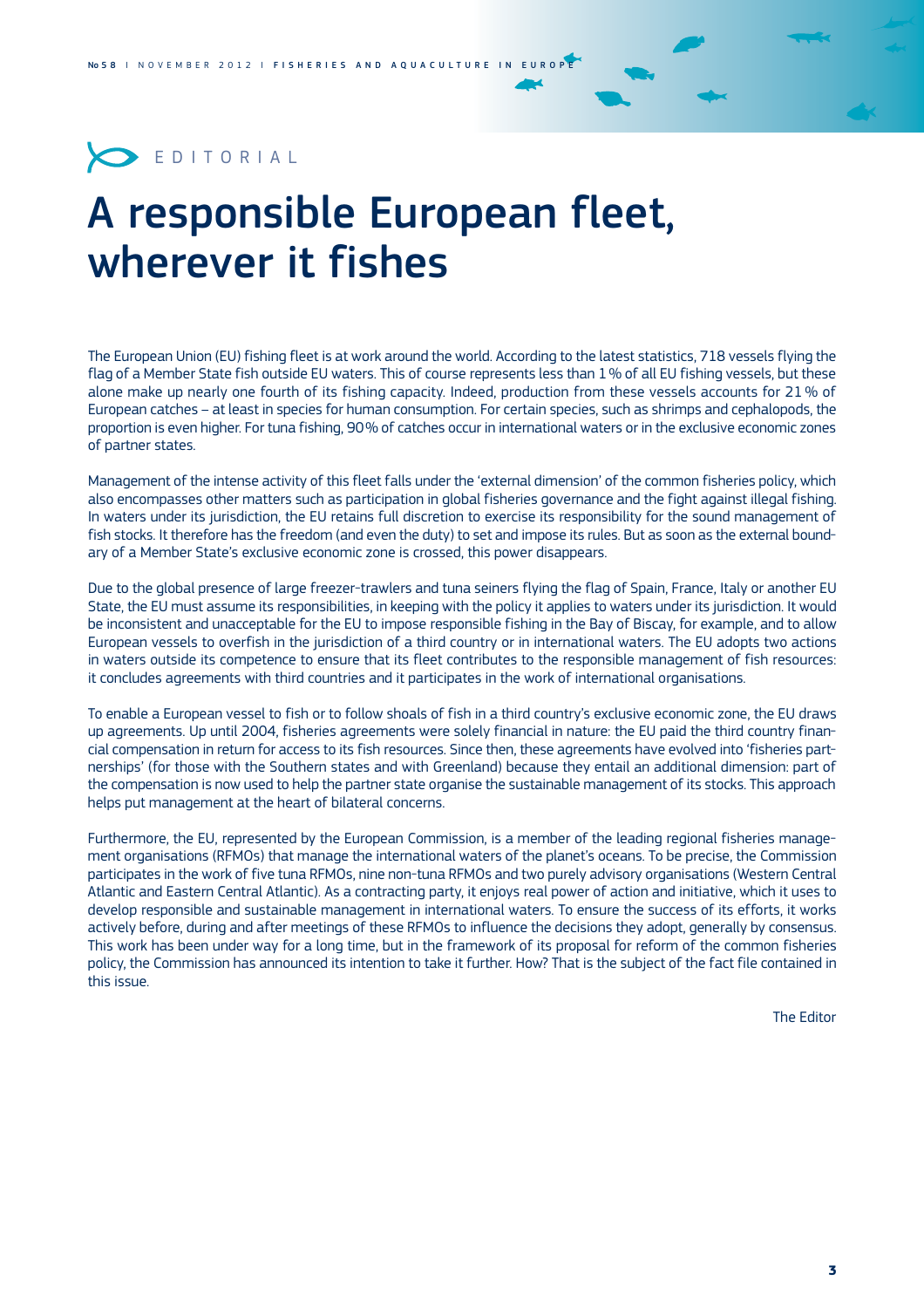EDITORIAL

# A responsible European fleet, wherever it fishes

The European Union (EU) fishing fleet is at work around the world. According to the latest statistics, 718 vessels flying the flag of a Member State fish outside EU waters. This of course represents less than 1 % of all EU fishing vessels, but these alone make up nearly one fourth of its fishing capacity. Indeed, production from these vessels accounts for 21 % of European catches – at least in species for human consumption. For certain species, such as shrimps and cephalopods, the proportion is even higher. For tuna fishing, 90% of catches occur in international waters or in the exclusive economic zones of partner states.

Management of the intense activity of this fleet falls under the 'external dimension' of the common fisheries policy, which also encompasses other matters such as participation in global fisheries governance and the fight against illegal fishing. In waters under its jurisdiction, the EU retains full discretion to exercise its responsibility for the sound management of fish stocks. It therefore has the freedom (and even the duty) to set and impose its rules. But as soon as the external boundary of a Member State's exclusive economic zone is crossed, this power disappears.

Due to the global presence of large freezer-trawlers and tuna seiners flying the flag of Spain, France, Italy or another EU State, the EU must assume its responsibilities, in keeping with the policy it applies to waters under its jurisdiction. It would be inconsistent and unacceptable for the EU to impose responsible fishing in the Bay of Biscay, for example, and to allow European vessels to overfish in the jurisdiction of a third country or in international waters. The EU adopts two actions in waters outside its competence to ensure that its fleet contributes to the responsible management of fish resources: it concludes agreements with third countries and it participates in the work of international organisations.

To enable a European vessel to fish or to follow shoals of fish in a third country's exclusive economic zone, the EU draws up agreements. Up until 2004, fisheries agreements were solely financial in nature: the EU paid the third country financial compensation in return for access to its fish resources. Since then, these agreements have evolved into 'fisheries partnerships' (for those with the Southern states and with Greenland) because they entail an additional dimension: part of the compensation is now used to help the partner state organise the sustainable management of its stocks. This approach helps put management at the heart of bilateral concerns.

Furthermore, the EU, represented by the European Commission, is a member of the leading regional fisheries management organisations (RFMOs) that manage the international waters of the planet's oceans. To be precise, the Commission participates in the work of five tuna RFMOs, nine non-tuna RFMOs and two purely advisory organisations (Western Central Atlantic and Eastern Central Atlantic). As a contracting party, it enjoys real power of action and initiative, which it uses to develop responsible and sustainable management in international waters. To ensure the success of its efforts, it works actively before, during and after meetings of these RFMOs to influence the decisions they adopt, generally by consensus. This work has been under way for a long time, but in the framework of its proposal for reform of the common fisheries policy, the Commission has announced its intention to take it further. How? That is the subject of the fact file contained in this issue.

The Editor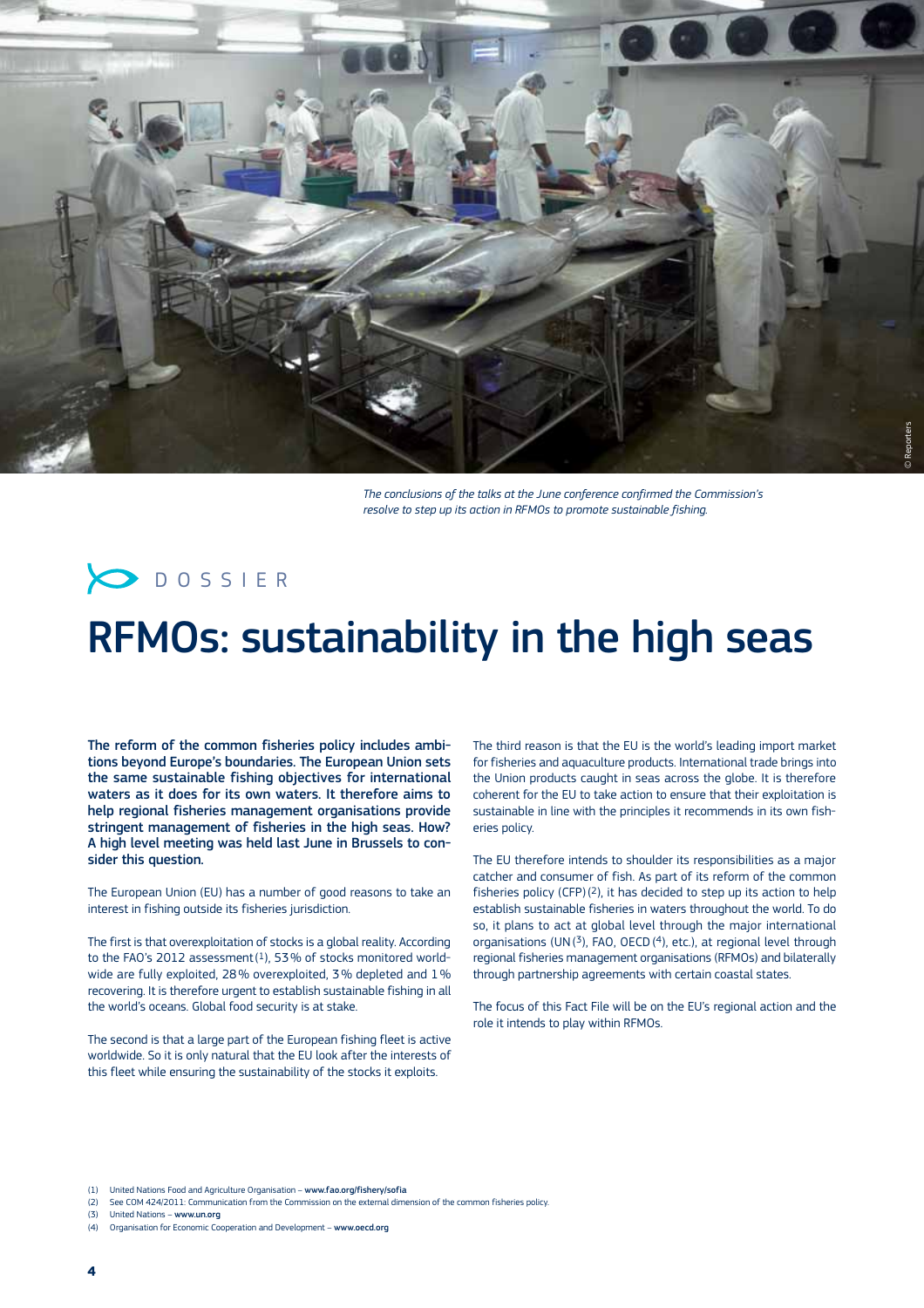*The conclusions of the talks at the June conference confirmed the Commission's resolve to step up its action in RFMOs to promote sustainable fishing.*

DOSSIER

# RFMOs: sustainability in the high seas

**The reform of the common fisheries policy includes ambitions beyond Europe's boundaries. The European Union sets the same sustainable fishing objectives for international waters as it does for its own waters. It therefore aims to help regional fisheries management organisations provide stringent management of fisheries in the high seas. How? A high level meeting was held last June in Brussels to consider this question.**

The European Union (EU) has a number of good reasons to take an interest in fishing outside its fisheries jurisdiction.

The first is that overexploitation of stocks is a global reality. According to the FAO's 2012 assessment [1], 53 % of stocks monitored worldwide are fully exploited, 28 % overexploited, 3 % depleted and 1 % recovering. It is therefore urgent to establish sustainable fishing in all the world's oceans. Global food security is at stake.

The second is that a large part of the European fishing fleet is active worldwide. So it is only natural that the EU look after the interests of this fleet while ensuring the sustainability of the stocks it exploits.

The third reason is that the EU is the world's leading import market for fisheries and aquaculture products. International trade brings into the Union products caught in seas across the globe. It is therefore coherent for the EU to take action to ensure that their exploitation is sustainable in line with the principles it recommends in its own fisheries policy.

The EU therefore intends to shoulder its responsibilities as a major catcher and consumer of fish. As part of its reform of the common fisheries policy (CFP) [2], it has decided to step up its action to help establish sustainable fisheries in waters throughout the world. To do so, it plans to act at global level through the major international organisations (UN [3], FAO, OECD [4], etc.), at regional level through regional fisheries management organisations (RFMOs) and bilaterally through partnership agreements with certain coastal states.

The focus of this Fact File will be on the EU's regional action and the role it intends to play within RFMOs.

(1) United Nations Food and Agriculture Organisation – **www.fao.org/fishery/sofia**
(2) See COM 424/2011: Communication from the Commission on the external dimension of the common fisheries policy.
(3) United Nations – **www.un.org**
(4) Organisation for Economic Cooperation and Development – **www.oecd.org**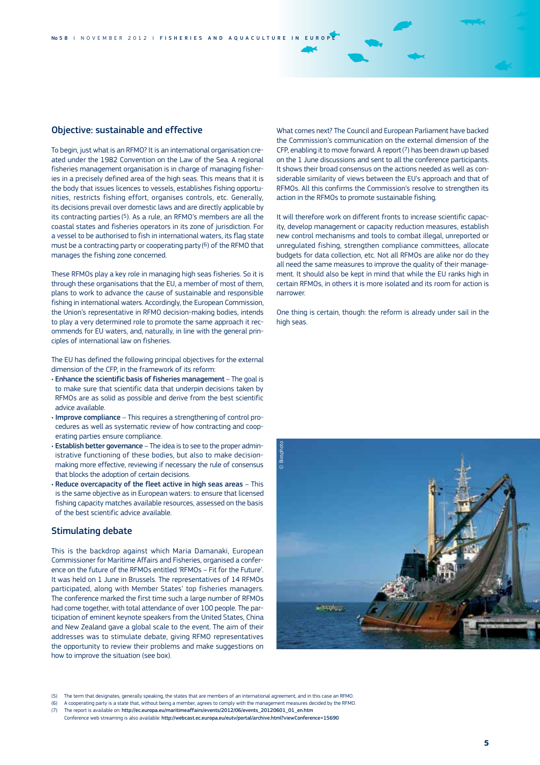## Objective: sustainable and effective

To begin, just what is an RFMO? It is an international organisation created under the 1982 Convention on the Law of the Sea. A regional fisheries management organisation is in charge of managing fisheries in a precisely defined area of the high seas. This means that it is the body that issues licences to vessels, establishes fishing opportunities, restricts fishing effort, organises controls, etc. Generally, its decisions prevail over domestic laws and are directly applicable by its contracting parties (5). As a rule, an RFMO's members are all the coastal states and fisheries operators in its zone of jurisdiction. For a vessel to be authorised to fish in international waters, its flag state must be a contracting party or cooperating party (6) of the RFMO that manages the fishing zone concerned.

These RFMOs play a key role in managing high seas fisheries. So it is through these organisations that the EU, a member of most of them, plans to work to advance the cause of sustainable and responsible fishing in international waters. Accordingly, the European Commission, the Union's representative in RFMO decision-making bodies, intends to play a very determined role to promote the same approach it recommends for EU waters, and, naturally, in line with the general principles of international law on fisheries.

The EU has defined the following principal objectives for the external dimension of the CFP, in the framework of its reform:

- **Enhance the scientific basis of fisheries management** – The goal is to make sure that scientific data that underpin decisions taken by RFMOs are as solid as possible and derive from the best scientific advice available.
- **Improve compliance** – This requires a strengthening of control procedures as well as systematic review of how contracting and cooperating parties ensure compliance.
- **Establish better governance** – The idea is to see to the proper administrative functioning of these bodies, but also to make decision-making more effective, reviewing if necessary the rule of consensus that blocks the adoption of certain decisions.
- **Reduce overcapacity of the fleet active in high seas areas** – This is the same objective as in European waters: to ensure that licensed fishing capacity matches available resources, assessed on the basis of the best scientific advice available.

## Stimulating debate

This is the backdrop against which Maria Damanaki, European Commissioner for Maritime Affairs and Fisheries, organised a conference on the future of the RFMOs entitled 'RFMOs – Fit for the Future'. It was held on 1 June in Brussels. The representatives of 14 RFMOs participated, along with Member States' top fisheries managers. The conference marked the first time such a large number of RFMOs had come together, with total attendance of over 100 people. The participation of eminent keynote speakers from the United States, China and New Zealand gave a global scale to the event. The aim of their addresses was to stimulate debate, giving RFMO representatives the opportunity to review their problems and make suggestions on how to improve the situation (see box).

What comes next? The Council and European Parliament have backed the Commission's communication on the external dimension of the CFP, enabling it to move forward. A report (7) has been drawn up based on the 1 June discussions and sent to all the conference participants. It shows their broad consensus on the actions needed as well as considerable similarity of views between the EU's approach and that of RFMOs. All this confirms the Commission's resolve to strengthen its action in the RFMOs to promote sustainable fishing.

It will therefore work on different fronts to increase scientific capacity, develop management or capacity reduction measures, establish new control mechanisms and tools to combat illegal, unreported or unregulated fishing, strengthen compliance committees, allocate budgets for data collection, etc. Not all RFMOs are alike nor do they all need the same measures to improve the quality of their management. It should also be kept in mind that while the EU ranks high in certain RFMOs, in others it is more isolated and its room for action is narrower.

One thing is certain, though: the reform is already under sail in the high seas.

© Biosphoto

(5) The term that designates, generally speaking, the states that are members of an international agreement, and in this case an RFMO.
(6) A cooperating party is a state that, without being a member, agrees to comply with the management measures decided by the RFMO.
(7) The report is available on: http://ec.europa.eu/maritimeaffairs/events/2012/06/events_20120601_01_en.htm
Conference web streaming is also available: http://webcast.ec.europa.eu/eutv/portal/archive.html?viewConference=15690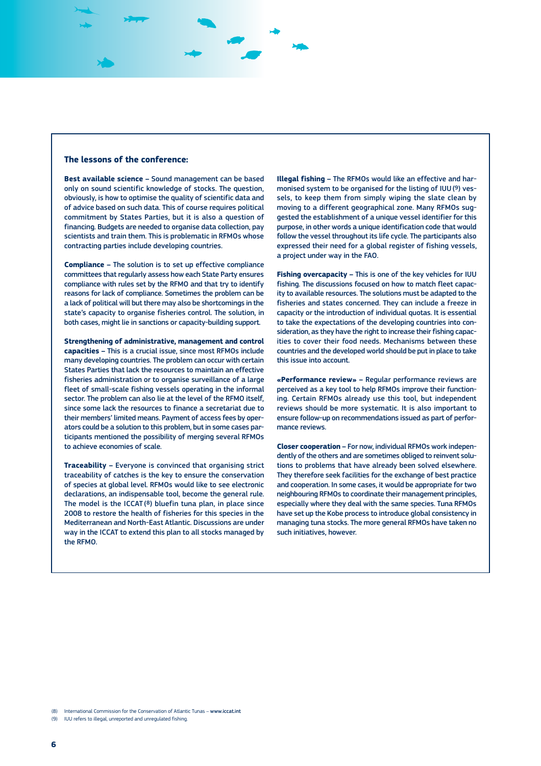### The lessons of the conference:

**Best available science –** Sound management can be based only on sound scientific knowledge of stocks. The question, obviously, is how to optimise the quality of scientific data and of advice based on such data. This of course requires political commitment by States Parties, but it is also a question of financing. Budgets are needed to organise data collection, pay scientists and train them. This is problematic in RFMOs whose contracting parties include developing countries.

**Compliance –** The solution is to set up effective compliance committees that regularly assess how each State Party ensures compliance with rules set by the RFMO and that try to identify reasons for lack of compliance. Sometimes the problem can be a lack of political will but there may also be shortcomings in the state's capacity to organise fisheries control. The solution, in both cases, might lie in sanctions or capacity-building support.

**Strengthening of administrative, management and control capacities –** This is a crucial issue, since most RFMOs include many developing countries. The problem can occur with certain States Parties that lack the resources to maintain an effective fisheries administration or to organise surveillance of a large fleet of small-scale fishing vessels operating in the informal sector. The problem can also lie at the level of the RFMO itself, since some lack the resources to finance a secretariat due to their members' limited means. Payment of access fees by operators could be a solution to this problem, but in some cases participants mentioned the possibility of merging several RFMOs to achieve economies of scale.

**Traceability –** Everyone is convinced that organising strict traceability of catches is the key to ensure the conservation of species at global level. RFMOs would like to see electronic declarations, an indispensable tool, become the general rule. The model is the ICCAT [8] bluefin tuna plan, in place since 2008 to restore the health of fisheries for this species in the Mediterranean and North-East Atlantic. Discussions are under way in the ICCAT to extend this plan to all stocks managed by the RFMO.

**Illegal fishing –** The RFMOs would like an effective and harmonised system to be organised for the listing of IUU [9] vessels, to keep them from simply wiping the slate clean by moving to a different geographical zone. Many RFMOs suggested the establishment of a unique vessel identifier for this purpose, in other words a unique identification code that would follow the vessel throughout its life cycle. The participants also expressed their need for a global register of fishing vessels, a project under way in the FAO.

**Fishing overcapacity –** This is one of the key vehicles for IUU fishing. The discussions focused on how to match fleet capacity to available resources. The solutions must be adapted to the fisheries and states concerned. They can include a freeze in capacity or the introduction of individual quotas. It is essential to take the expectations of the developing countries into consideration, as they have the right to increase their fishing capacities to cover their food needs. Mechanisms between these countries and the developed world should be put in place to take this issue into account.

**«Performance review» –** Regular performance reviews are perceived as a key tool to help RFMOs improve their functioning. Certain RFMOs already use this tool, but independent reviews should be more systematic. It is also important to ensure follow-up on recommendations issued as part of performance reviews.

**Closer cooperation –** For now, individual RFMOs work independently of the others and are sometimes obliged to reinvent solutions to problems that have already been solved elsewhere. They therefore seek facilities for the exchange of best practice and cooperation. In some cases, it would be appropriate for two neighbouring RFMOs to coordinate their management principles, especially where they deal with the same species. Tuna RFMOs have set up the Kobe process to introduce global consistency in managing tuna stocks. The more general RFMOs have taken no such initiatives, however.

(8) International Commission for the Conservation of Atlantic Tunas – www.iccat.int
(9) IUU refers to illegal, unreported and unregulated fishing.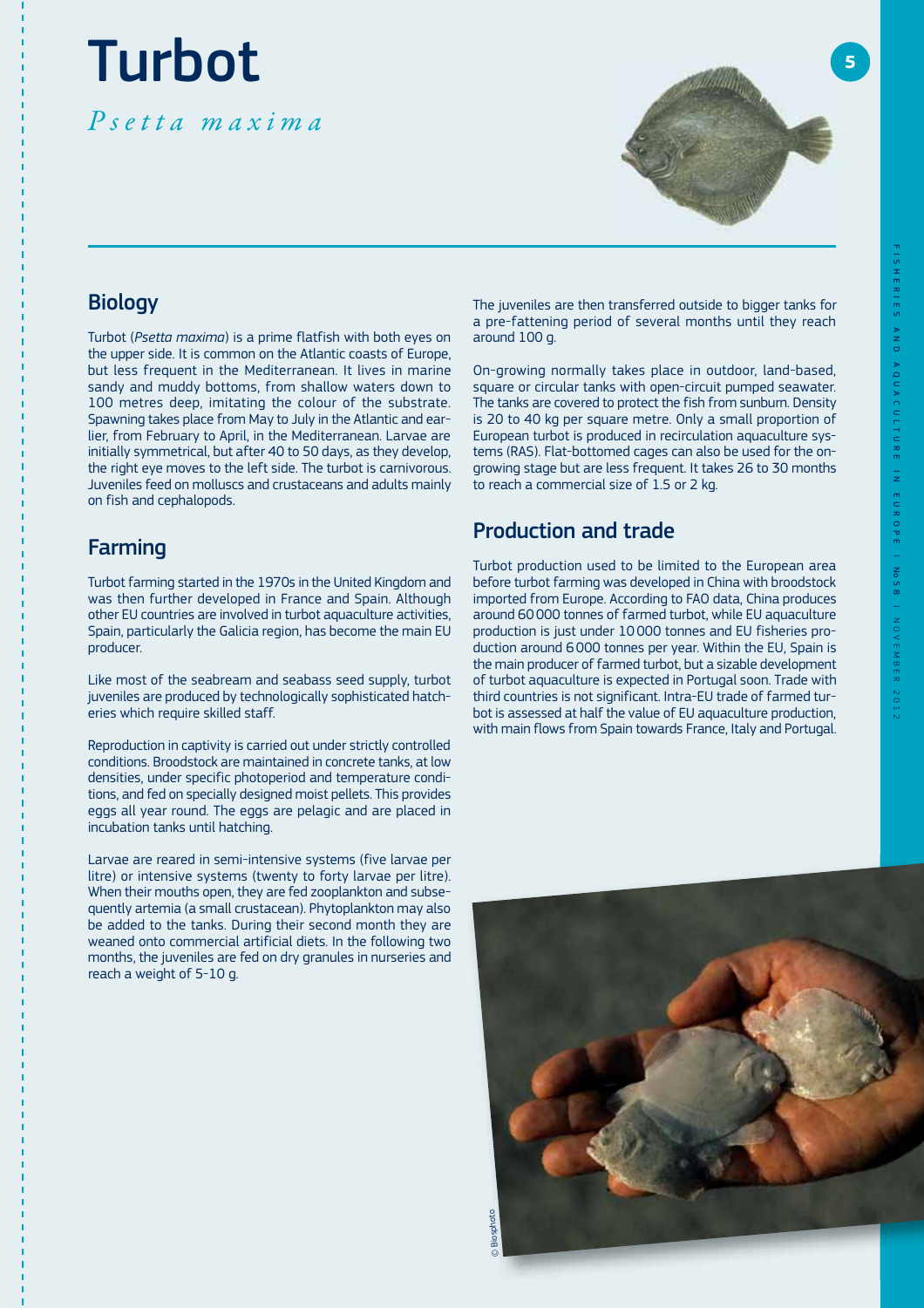# Turbot

*Psetta maxima*

## Biology

Turbot (*Psetta maxima*) is a prime flatfish with both eyes on the upper side. It is common on the Atlantic coasts of Europe, but less frequent in the Mediterranean. It lives in marine sandy and muddy bottoms, from shallow waters down to 100 metres deep, imitating the colour of the substrate. Spawning takes place from May to July in the Atlantic and earlier, from February to April, in the Mediterranean. Larvae are initially symmetrical, but after 40 to 50 days, as they develop, the right eye moves to the left side. The turbot is carnivorous. Juveniles feed on molluscs and crustaceans and adults mainly on fish and cephalopods.

## Farming

Turbot farming started in the 1970s in the United Kingdom and was then further developed in France and Spain. Although other EU countries are involved in turbot aquaculture activities, Spain, particularly the Galicia region, has become the main EU producer.

Like most of the seabream and seabass seed supply, turbot juveniles are produced by technologically sophisticated hatcheries which require skilled staff.

Reproduction in captivity is carried out under strictly controlled conditions. Broodstock are maintained in concrete tanks, at low densities, under specific photoperiod and temperature conditions, and fed on specially designed moist pellets. This provides eggs all year round. The eggs are pelagic and are placed in incubation tanks until hatching.

Larvae are reared in semi-intensive systems (five larvae per litre) or intensive systems (twenty to forty larvae per litre). When their mouths open, they are fed zooplankton and subsequently artemia (a small crustacean). Phytoplankton may also be added to the tanks. During their second month they are weaned onto commercial artificial diets. In the following two months, the juveniles are fed on dry granules in nurseries and reach a weight of 5-10 g.

The juveniles are then transferred outside to bigger tanks for a pre-fattening period of several months until they reach around 100 g.

On-growing normally takes place in outdoor, land-based, square or circular tanks with open-circuit pumped seawater. The tanks are covered to protect the fish from sunburn. Density is 20 to 40 kg per square metre. Only a small proportion of European turbot is produced in recirculation aquaculture systems (RAS). Flat-bottomed cages can also be used for the on-growing stage but are less frequent. It takes 26 to 30 months to reach a commercial size of 1.5 or 2 kg.

## Production and trade

Turbot production used to be limited to the European area before turbot farming was developed in China with broodstock imported from Europe. According to FAO data, China produces around 60 000 tonnes of farmed turbot, while EU aquaculture production is just under 10 000 tonnes and EU fisheries production around 6 000 tonnes per year. Within the EU, Spain is the main producer of farmed turbot, but a sizable development of turbot aquaculture is expected in Portugal soon. Trade with third countries is not significant. Intra-EU trade of farmed turbot is assessed at half the value of EU aquaculture production, with main flows from Spain towards France, Italy and Portugal.

© Biosphoto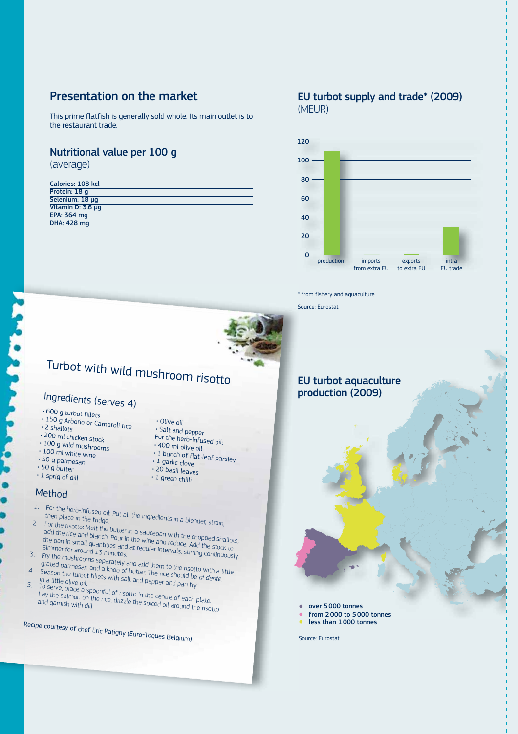## Presentation on the market

This prime flatfish is generally sold whole. Its main outlet is to the restaurant trade.

## Nutritional value per 100 g

(average)

| |
|---|
| Calories: 108 kcl |
| Protein: 18 g |
| Selenium: 18 µg |
| Vitamin D: 3.6 µg |
| EPA: 364 mg |
| DHA: 428 mg |

## EU turbot supply and trade* (2009)

(MEUR)

\* from fishery and aquaculture.

Source: Eurostat.

# Turbot with wild mushroom risotto

## Ingredients (serves 4)

- 600 g turbot fillets
- 150 g Arborio or Carnaroli rice
- 2 shallots
- 200 ml chicken stock
- 100 g wild mushrooms
- 100 ml white wine
- 50 g parmesan
- 50 g butter
- 1 sprig of dill
- Olive oil
- Salt and pepper

For the herb-infused oil:

- 400 ml olive oil
- 1 bunch of flat-leaf parsley
- 1 garlic clove
- 20 basil leaves
- 1 green chilli

## Method

1. For the herb-infused oil: Put all the ingredients in a blender, strain, then place in the fridge.
2. For the risotto: Melt the butter in a saucepan with the chopped shallots, add the rice and blanch. Pour in the wine and reduce. Add the stock to the pan in small quantities and at regular intervals, stirring continuously. Simmer for around 13 minutes.
3. Fry the mushrooms separately and add them to the risotto with a little grated parmesan and a knob of butter. The rice should be *al dente*.
4. Season the turbot fillets with salt and pepper and pan fry in a little olive oil.
5. To serve, place a spoonful of risotto in the centre of each plate. Lay the salmon on the rice, drizzle the spiced oil around the risotto and garnish with dill.

Recipe courtesy of chef Eric Patigny (Euro-Toques Belgium)

## EU turbot aquaculture production (2009)

- over 5 000 tonnes
- from 2 000 to 5 000 tonnes
- less than 1 000 tonnes

Source: Eurostat.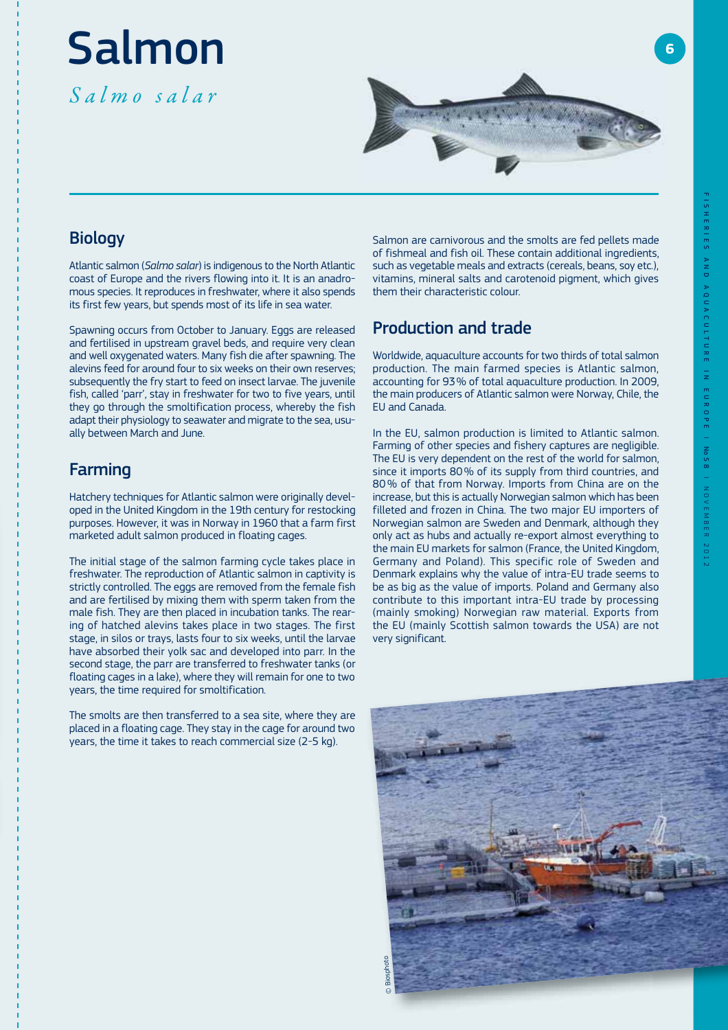# Salmon

*Salmo salar*

## Biology

Atlantic salmon (*Salmo salar*) is indigenous to the North Atlantic coast of Europe and the rivers flowing into it. It is an anadromous species. It reproduces in freshwater, where it also spends its first few years, but spends most of its life in sea water.

Spawning occurs from October to January. Eggs are released and fertilised in upstream gravel beds, and require very clean and well oxygenated waters. Many fish die after spawning. The alevins feed for around four to six weeks on their own reserves; subsequently the fry start to feed on insect larvae. The juvenile fish, called 'parr', stay in freshwater for two to five years, until they go through the smoltification process, whereby the fish adapt their physiology to seawater and migrate to the sea, usually between March and June.

## Farming

Hatchery techniques for Atlantic salmon were originally developed in the United Kingdom in the 19th century for restocking purposes. However, it was in Norway in 1960 that a farm first marketed adult salmon produced in floating cages.

The initial stage of the salmon farming cycle takes place in freshwater. The reproduction of Atlantic salmon in captivity is strictly controlled. The eggs are removed from the female fish and are fertilised by mixing them with sperm taken from the male fish. They are then placed in incubation tanks. The rearing of hatched alevins takes place in two stages. The first stage, in silos or trays, lasts four to six weeks, until the larvae have absorbed their yolk sac and developed into parr. In the second stage, the parr are transferred to freshwater tanks (or floating cages in a lake), where they will remain for one to two years, the time required for smoltification.

The smolts are then transferred to a sea site, where they are placed in a floating cage. They stay in the cage for around two years, the time it takes to reach commercial size (2-5 kg).

Salmon are carnivorous and the smolts are fed pellets made of fishmeal and fish oil. These contain additional ingredients, such as vegetable meals and extracts (cereals, beans, soy etc.), vitamins, mineral salts and carotenoid pigment, which gives them their characteristic colour.

## Production and trade

Worldwide, aquaculture accounts for two thirds of total salmon production. The main farmed species is Atlantic salmon, accounting for 93% of total aquaculture production. In 2009, the main producers of Atlantic salmon were Norway, Chile, the EU and Canada.

In the EU, salmon production is limited to Atlantic salmon. Farming of other species and fishery captures are negligible. The EU is very dependent on the rest of the world for salmon, since it imports 80% of its supply from third countries, and 80% of that from Norway. Imports from China are on the increase, but this is actually Norwegian salmon which has been filleted and frozen in China. The two major EU importers of Norwegian salmon are Sweden and Denmark, although they only act as hubs and actually re-export almost everything to the main EU markets for salmon (France, the United Kingdom, Germany and Poland). This specific role of Sweden and Denmark explains why the value of intra-EU trade seems to be as big as the value of imports. Poland and Germany also contribute to this important intra-EU trade by processing (mainly smoking) Norwegian raw material. Exports from the EU (mainly Scottish salmon towards the USA) are not very significant.

© Biosphoto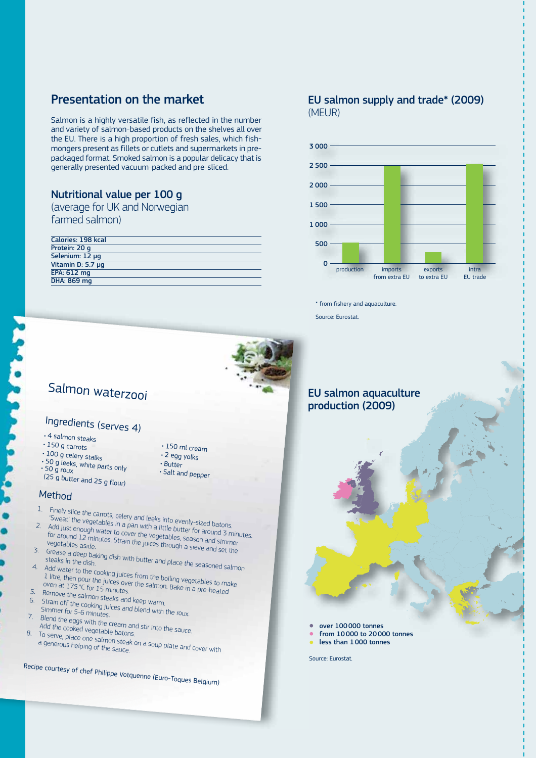## Presentation on the market

Salmon is a highly versatile fish, as reflected in the number and variety of salmon-based products on the shelves all over the EU. There is a high proportion of fresh sales, which fishmongers present as fillets or cutlets and supermarkets in pre-packaged format. Smoked salmon is a popular delicacy that is generally presented vacuum-packed and pre-sliced.

## Nutritional value per 100 g

(average for UK and Norwegian farmed salmon)

| |
|---|
| Calories: 198 kcal |
| Protein: 20 g |
| Selenium: 12 µg |
| Vitamin D: 5.7 µg |
| EPA: 612 mg |
| DHA: 869 mg |

## EU salmon supply and trade* (2009)

(MEUR)

3 000
2 500
2 000
1 500
1 000
500
0

production | imports from extra EU | exports to extra EU | intra EU trade

* from fishery and aquaculture.

Source: Eurostat.

# Salmon waterzooi

## Ingredients (serves 4)

- 4 salmon steaks
- 150 g carrots
- 100 g celery stalks
- 50 g leeks, white parts only
- 50 g roux (25 g butter and 25 g flour)
- 150 ml cream
- 2 egg yolks
- Butter
- Salt and pepper

## Method

1. Finely slice the carrots, celery and leeks into evenly-sized batons. 'Sweat' the vegetables in a pan with a little butter for around 3 minutes.
2. Add just enough water to cover the vegetables, season and simmer for around 12 minutes. Strain the juices through a sieve and set the vegetables aside.
3. Grease a deep baking dish with butter and place the seasoned salmon steaks in the dish.
4. Add water to the cooking juices from the boiling vegetables to make 1 litre, then pour the juices over the salmon. Bake in a pre-heated oven at 175 °C for 15 minutes.
5. Remove the salmon steaks and keep warm.
6. Strain off the cooking juices and blend with the roux. Simmer for 5-6 minutes.
7. Blend the eggs with the cream and stir into the sauce. Add the cooked vegetable batons.
8. To serve, place one salmon steak on a soup plate and cover with a generous helping of the sauce.

Recipe courtesy of chef Philippe Votquenne (Euro-Toques Belgium)

## EU salmon aquaculture production (2009)

- over 100 000 tonnes
- from 10 000 to 20 000 tonnes
- less than 1 000 tonnes

Source: Eurostat.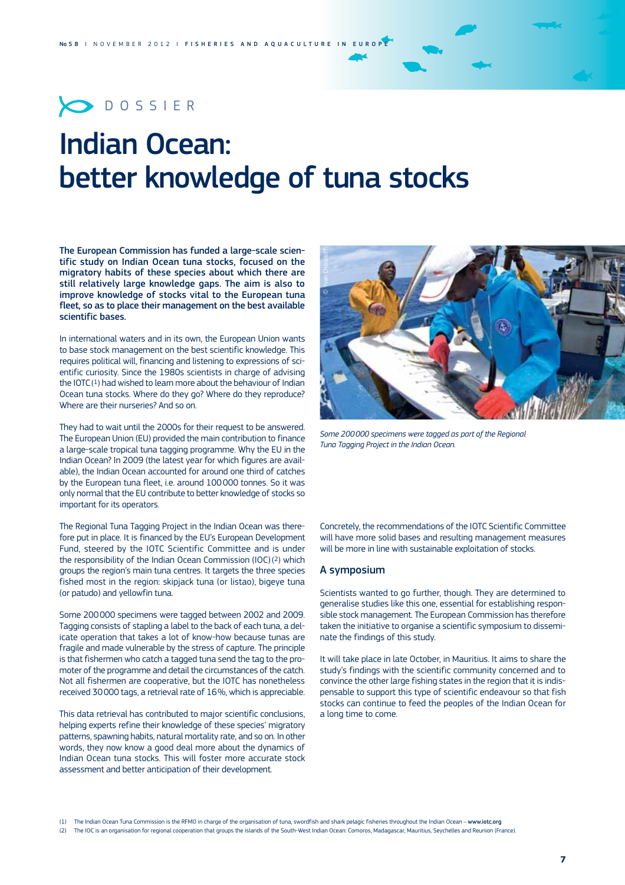DOSSIER

# Indian Ocean: better knowledge of tuna stocks

**The European Commission has funded a large-scale scientific study on Indian Ocean tuna stocks, focused on the migratory habits of these species about which there are still relatively large knowledge gaps. The aim is also to improve knowledge of stocks vital to the European tuna fleet, so as to place their management on the best available scientific bases.**

In international waters and in its own, the European Union wants to base stock management on the best scientific knowledge. This requires political will, financing and listening to expressions of scientific curiosity. Since the 1980s scientists in charge of advising the IOTC (1) had wished to learn more about the behaviour of Indian Ocean tuna stocks. Where do they go? Where do they reproduce? Where are their nurseries? And so on.

They had to wait until the 2000s for their request to be answered. The European Union (EU) provided the main contribution to finance a large-scale tropical tuna tagging programme. Why the EU in the Indian Ocean? In 2009 (the latest year for which figures are available), the Indian Ocean accounted for around one third of catches by the European tuna fleet, i.e. around 100 000 tonnes. So it was only normal that the EU contribute to better knowledge of stocks so important for its operators.

The Regional Tuna Tagging Project in the Indian Ocean was therefore put in place. It is financed by the EU's European Development Fund, steered by the IOTC Scientific Committee and is under the responsibility of the Indian Ocean Commission (IOC) (2) which groups the region's main tuna centres. It targets the three species fished most in the region: skipjack tuna (or listao), bigeye tuna (or patudo) and yellowfin tuna.

Some 200 000 specimens were tagged between 2002 and 2009. Tagging consists of stapling a label to the back of each tuna, a delicate operation that takes a lot of know-how because tunas are fragile and made vulnerable by the stress of capture. The principle is that fishermen who catch a tagged tuna send the tag to the promoter of the programme and detail the circumstances of the catch. Not all fishermen are cooperative, but the IOTC has nonetheless received 30 000 tags, a retrieval rate of 16%, which is appreciable.

This data retrieval has contributed to major scientific conclusions, helping experts refine their knowledge of these species' migratory patterns, spawning habits, natural mortality rate, and so on. In other words, they now know a good deal more about the dynamics of Indian Ocean tuna stocks. This will foster more accurate stock assessment and better anticipation of their development.

© Yvan Chocoloff

*Some 200 000 specimens were tagged as part of the Regional Tuna Tagging Project in the Indian Ocean.*

Concretely, the recommendations of the IOTC Scientific Committee will have more solid bases and resulting management measures will be more in line with sustainable exploitation of stocks.

## A symposium

Scientists wanted to go further, though. They are determined to generalise studies like this one, essential for establishing responsible stock management. The European Commission has therefore taken the initiative to organise a scientific symposium to disseminate the findings of this study.

It will take place in late October, in Mauritius. It aims to share the study's findings with the scientific community concerned and to convince the other large fishing states in the region that it is indispensable to support this type of scientific endeavour so that fish stocks can continue to feed the peoples of the Indian Ocean for a long time to come.

(1) The Indian Ocean Tuna Commission is the RFMO in charge of the organisation of tuna, swordfish and shark pelagic fisheries throughout the Indian Ocean – www.iotc.org

(2) The IOC is an organisation for regional cooperation that groups the islands of the South-West Indian Ocean: Comoros, Madagascar, Mauritius, Seychelles and Reunion (France).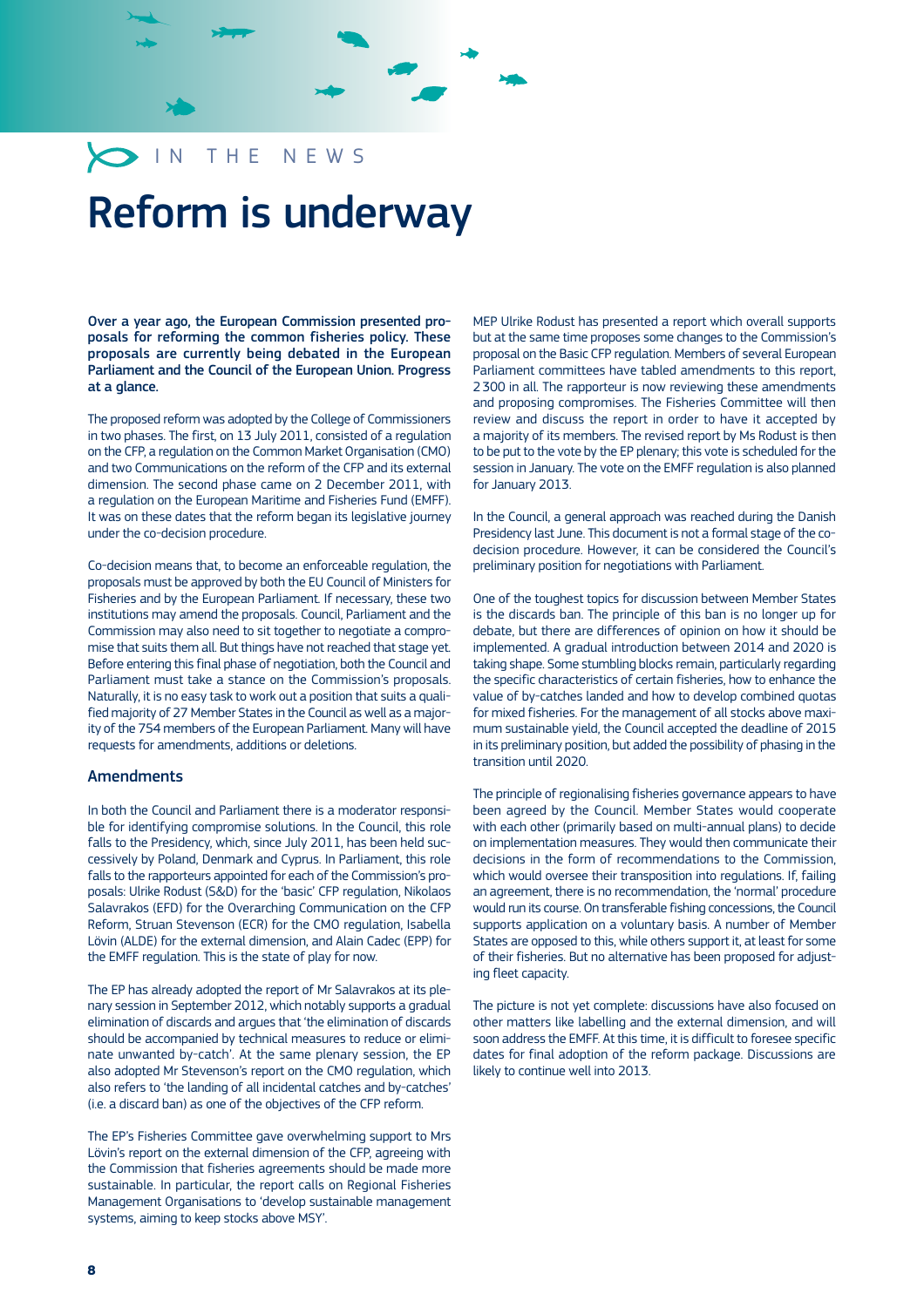IN THE NEWS

# Reform is underway

**Over a year ago, the European Commission presented proposals for reforming the common fisheries policy. These proposals are currently being debated in the European Parliament and the Council of the European Union. Progress at a glance.**

The proposed reform was adopted by the College of Commissioners in two phases. The first, on 13 July 2011, consisted of a regulation on the CFP, a regulation on the Common Market Organisation (CMO) and two Communications on the reform of the CFP and its external dimension. The second phase came on 2 December 2011, with a regulation on the European Maritime and Fisheries Fund (EMFF). It was on these dates that the reform began its legislative journey under the co-decision procedure.

Co-decision means that, to become an enforceable regulation, the proposals must be approved by both the EU Council of Ministers for Fisheries and by the European Parliament. If necessary, these two institutions may amend the proposals. Council, Parliament and the Commission may also need to sit together to negotiate a compromise that suits them all. But things have not reached that stage yet. Before entering this final phase of negotiation, both the Council and Parliament must take a stance on the Commission's proposals. Naturally, it is no easy task to work out a position that suits a qualified majority of 27 Member States in the Council as well as a majority of the 754 members of the European Parliament. Many will have requests for amendments, additions or deletions.

## Amendments

In both the Council and Parliament there is a moderator responsible for identifying compromise solutions. In the Council, this role falls to the Presidency, which, since July 2011, has been held successively by Poland, Denmark and Cyprus. In Parliament, this role falls to the rapporteurs appointed for each of the Commission's proposals: Ulrike Rodust (S&D) for the 'basic' CFP regulation, Nikolaos Salavrakos (EFD) for the Overarching Communication on the CFP Reform, Struan Stevenson (ECR) for the CMO regulation, Isabella Lövin (ALDE) for the external dimension, and Alain Cadec (EPP) for the EMFF regulation. This is the state of play for now.

The EP has already adopted the report of Mr Salavrakos at its plenary session in September 2012, which notably supports a gradual elimination of discards and argues that 'the elimination of discards should be accompanied by technical measures to reduce or eliminate unwanted by-catch'. At the same plenary session, the EP also adopted Mr Stevenson's report on the CMO regulation, which also refers to 'the landing of all incidental catches and by-catches' (i.e. a discard ban) as one of the objectives of the CFP reform.

The EP's Fisheries Committee gave overwhelming support to Mrs Lövin's report on the external dimension of the CFP, agreeing with the Commission that fisheries agreements should be made more sustainable. In particular, the report calls on Regional Fisheries Management Organisations to 'develop sustainable management systems, aiming to keep stocks above MSY'.

MEP Ulrike Rodust has presented a report which overall supports but at the same time proposes some changes to the Commission's proposal on the Basic CFP regulation. Members of several European Parliament committees have tabled amendments to this report, 2 300 in all. The rapporteur is now reviewing these amendments and proposing compromises. The Fisheries Committee will then review and discuss the report in order to have it accepted by a majority of its members. The revised report by Ms Rodust is then to be put to the vote by the EP plenary; this vote is scheduled for the session in January. The vote on the EMFF regulation is also planned for January 2013.

In the Council, a general approach was reached during the Danish Presidency last June. This document is not a formal stage of the co-decision procedure. However, it can be considered the Council's preliminary position for negotiations with Parliament.

One of the toughest topics for discussion between Member States is the discards ban. The principle of this ban is no longer up for debate, but there are differences of opinion on how it should be implemented. A gradual introduction between 2014 and 2020 is taking shape. Some stumbling blocks remain, particularly regarding the specific characteristics of certain fisheries, how to enhance the value of by-catches landed and how to develop combined quotas for mixed fisheries. For the management of all stocks above maximum sustainable yield, the Council accepted the deadline of 2015 in its preliminary position, but added the possibility of phasing in the transition until 2020.

The principle of regionalising fisheries governance appears to have been agreed by the Council. Member States would cooperate with each other (primarily based on multi-annual plans) to decide on implementation measures. They would then communicate their decisions in the form of recommendations to the Commission, which would oversee their transposition into regulations. If, failing an agreement, there is no recommendation, the 'normal' procedure would run its course. On transferable fishing concessions, the Council supports application on a voluntary basis. A number of Member States are opposed to this, while others support it, at least for some of their fisheries. But no alternative has been proposed for adjusting fleet capacity.

The picture is not yet complete: discussions have also focused on other matters like labelling and the external dimension, and will soon address the EMFF. At this time, it is difficult to foresee specific dates for final adoption of the reform package. Discussions are likely to continue well into 2013.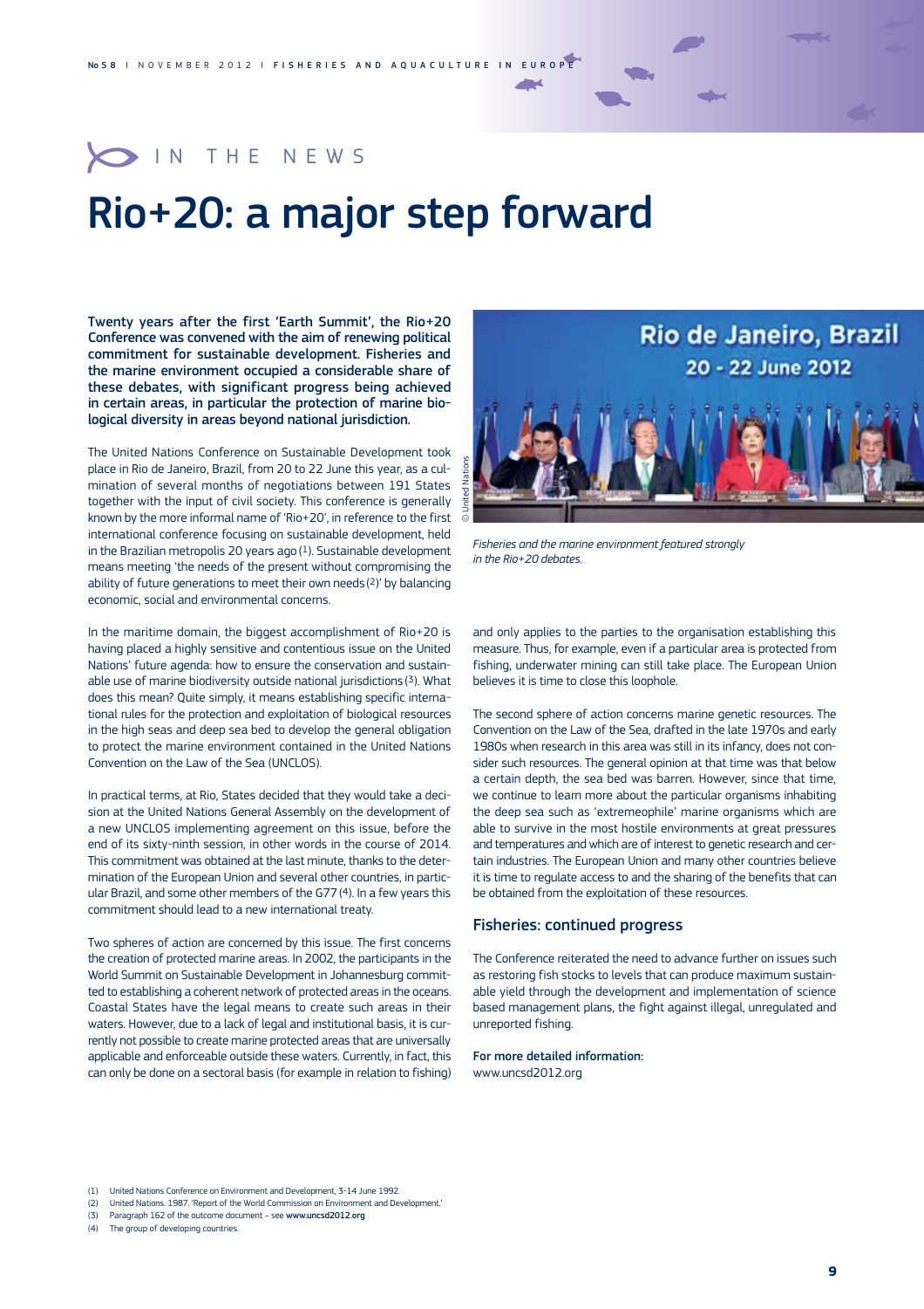IN THE NEWS

# Rio+20: a major step forward

**Twenty years after the first 'Earth Summit', the Rio+20 Conference was convened with the aim of renewing political commitment for sustainable development. Fisheries and the marine environment occupied a considerable share of these debates, with significant progress being achieved in certain areas, in particular the protection of marine biological diversity in areas beyond national jurisdiction.**

The United Nations Conference on Sustainable Development took place in Rio de Janeiro, Brazil, from 20 to 22 June this year, as a culmination of several months of negotiations between 191 States together with the input of civil society. This conference is generally known by the more informal name of 'Rio+20', in reference to the first international conference focusing on sustainable development, held in the Brazilian metropolis 20 years ago [1]. Sustainable development means meeting 'the needs of the present without compromising the ability of future generations to meet their own needs [2]' by balancing economic, social and environmental concerns.

Rio de Janeiro, Brazil
20 - 22 June 2012

© United Nations

*Fisheries and the marine environment featured strongly in the Rio+20 debates.*

In the maritime domain, the biggest accomplishment of Rio+20 is having placed a highly sensitive and contentious issue on the United Nations' future agenda: how to ensure the conservation and sustainable use of marine biodiversity outside national jurisdictions [3]. What does this mean? Quite simply, it means establishing specific international rules for the protection and exploitation of biological resources in the high seas and deep sea bed to develop the general obligation to protect the marine environment contained in the United Nations Convention on the Law of the Sea (UNCLOS).

In practical terms, at Rio, States decided that they would take a decision at the United Nations General Assembly on the development of a new UNCLOS implementing agreement on this issue, before the end of its sixty-ninth session, in other words in the course of 2014. This commitment was obtained at the last minute, thanks to the determination of the European Union and several other countries, in particular Brazil, and some other members of the G77 [4]. In a few years this commitment should lead to a new international treaty.

Two spheres of action are concerned by this issue. The first concerns the creation of protected marine areas. In 2002, the participants in the World Summit on Sustainable Development in Johannesburg committed to establishing a coherent network of protected areas in the oceans. Coastal States have the legal means to create such areas in their waters. However, due to a lack of legal and institutional basis, it is currently not possible to create marine protected areas that are universally applicable and enforceable outside these waters. Currently, in fact, this can only be done on a sectoral basis (for example in relation to fishing) and only applies to the parties to the organisation establishing this measure. Thus, for example, even if a particular area is protected from fishing, underwater mining can still take place. The European Union believes it is time to close this loophole.

The second sphere of action concerns marine genetic resources. The Convention on the Law of the Sea, drafted in the late 1970s and early 1980s when research in this area was still in its infancy, does not consider such resources. The general opinion at that time was that below a certain depth, the sea bed was barren. However, since that time, we continue to learn more about the particular organisms inhabiting the deep sea such as 'extremeophile' marine organisms which are able to survive in the most hostile environments at great pressures and temperatures and which are of interest to genetic research and certain industries. The European Union and many other countries believe it is time to regulate access to and the sharing of the benefits that can be obtained from the exploitation of these resources.

## Fisheries: continued progress

The Conference reiterated the need to advance further on issues such as restoring fish stocks to levels that can produce maximum sustainable yield through the development and implementation of science based management plans, the fight against illegal, unregulated and unreported fishing.

**For more detailed information:**
www.uncsd2012.org

(1) United Nations Conference on Environment and Development, 3-14 June 1992.
(2) United Nations. 1987. 'Report of the World Commission on Environment and Development.'
(3) Paragraph 162 of the outcome document – see **www.uncsd2012.org**
(4) The group of developing countries.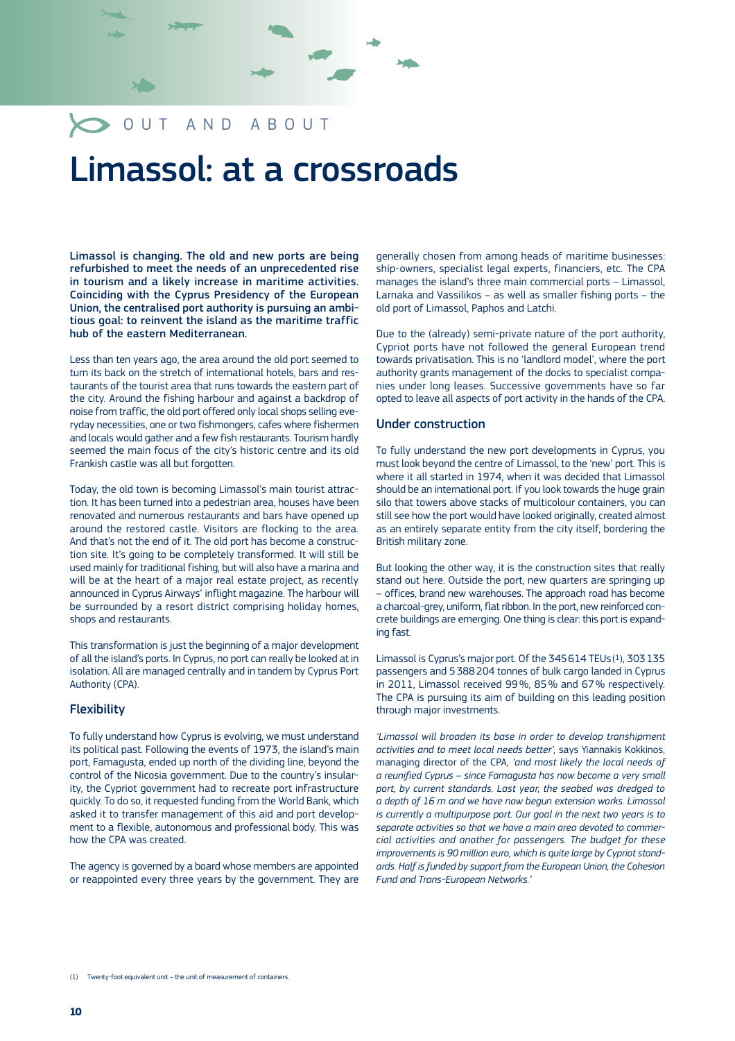OUT AND ABOUT

# Limassol: at a crossroads

**Limassol is changing. The old and new ports are being refurbished to meet the needs of an unprecedented rise in tourism and a likely increase in maritime activities. Coinciding with the Cyprus Presidency of the European Union, the centralised port authority is pursuing an ambitious goal: to reinvent the island as the maritime traffic hub of the eastern Mediterranean.**

Less than ten years ago, the area around the old port seemed to turn its back on the stretch of international hotels, bars and restaurants of the tourist area that runs towards the eastern part of the city. Around the fishing harbour and against a backdrop of noise from traffic, the old port offered only local shops selling everyday necessities, one or two fishmongers, cafes where fishermen and locals would gather and a few fish restaurants. Tourism hardly seemed the main focus of the city's historic centre and its old Frankish castle was all but forgotten.

Today, the old town is becoming Limassol's main tourist attraction. It has been turned into a pedestrian area, houses have been renovated and numerous restaurants and bars have opened up around the restored castle. Visitors are flocking to the area. And that's not the end of it. The old port has become a construction site. It's going to be completely transformed. It will still be used mainly for traditional fishing, but will also have a marina and will be at the heart of a major real estate project, as recently announced in Cyprus Airways' inflight magazine. The harbour will be surrounded by a resort district comprising holiday homes, shops and restaurants.

This transformation is just the beginning of a major development of all the island's ports. In Cyprus, no port can really be looked at in isolation. All are managed centrally and in tandem by Cyprus Port Authority (CPA).

## Flexibility

To fully understand how Cyprus is evolving, we must understand its political past. Following the events of 1973, the island's main port, Famagusta, ended up north of the dividing line, beyond the control of the Nicosia government. Due to the country's insularity, the Cypriot government had to recreate port infrastructure quickly. To do so, it requested funding from the World Bank, which asked it to transfer management of this aid and port development to a flexible, autonomous and professional body. This was how the CPA was created.

The agency is governed by a board whose members are appointed or reappointed every three years by the government. They are generally chosen from among heads of maritime businesses: ship-owners, specialist legal experts, financiers, etc. The CPA manages the island's three main commercial ports – Limassol, Larnaka and Vassilikos – as well as smaller fishing ports – the old port of Limassol, Paphos and Latchi.

Due to the (already) semi-private nature of the port authority, Cypriot ports have not followed the general European trend towards privatisation. This is no 'landlord model', where the port authority grants management of the docks to specialist companies under long leases. Successive governments have so far opted to leave all aspects of port activity in the hands of the CPA.

## Under construction

To fully understand the new port developments in Cyprus, you must look beyond the centre of Limassol, to the 'new' port. This is where it all started in 1974, when it was decided that Limassol should be an international port. If you look towards the huge grain silo that towers above stacks of multicolour containers, you can still see how the port would have looked originally, created almost as an entirely separate entity from the city itself, bordering the British military zone.

But looking the other way, it is the construction sites that really stand out here. Outside the port, new quarters are springing up – offices, brand new warehouses. The approach road has become a charcoal-grey, uniform, flat ribbon. In the port, new reinforced concrete buildings are emerging. One thing is clear: this port is expanding fast.

Limassol is Cyprus's major port. Of the 345 614 TEUs [1], 303 135 passengers and 5 388 204 tonnes of bulk cargo landed in Cyprus in 2011, Limassol received 99 %, 85 % and 67 % respectively. The CPA is pursuing its aim of building on this leading position through major investments.

*'Limassol will broaden its base in order to develop transhipment activities and to meet local needs better',* says Yiannakis Kokkinos, managing director of the CPA, *'and most likely the local needs of a reunified Cyprus – since Famagusta has now become a very small port, by current standards. Last year, the seabed was dredged to a depth of 16 m and we have now begun extension works. Limassol is currently a multipurpose port. Our goal in the next two years is to separate activities so that we have a main area devoted to commercial activities and another for passengers. The budget for these improvements is 90 million euro, which is quite large by Cypriot standards. Half is funded by support from the European Union, the Cohesion Fund and Trans-European Networks.'*

(1) Twenty-foot equivalent unit – the unit of measurement of containers.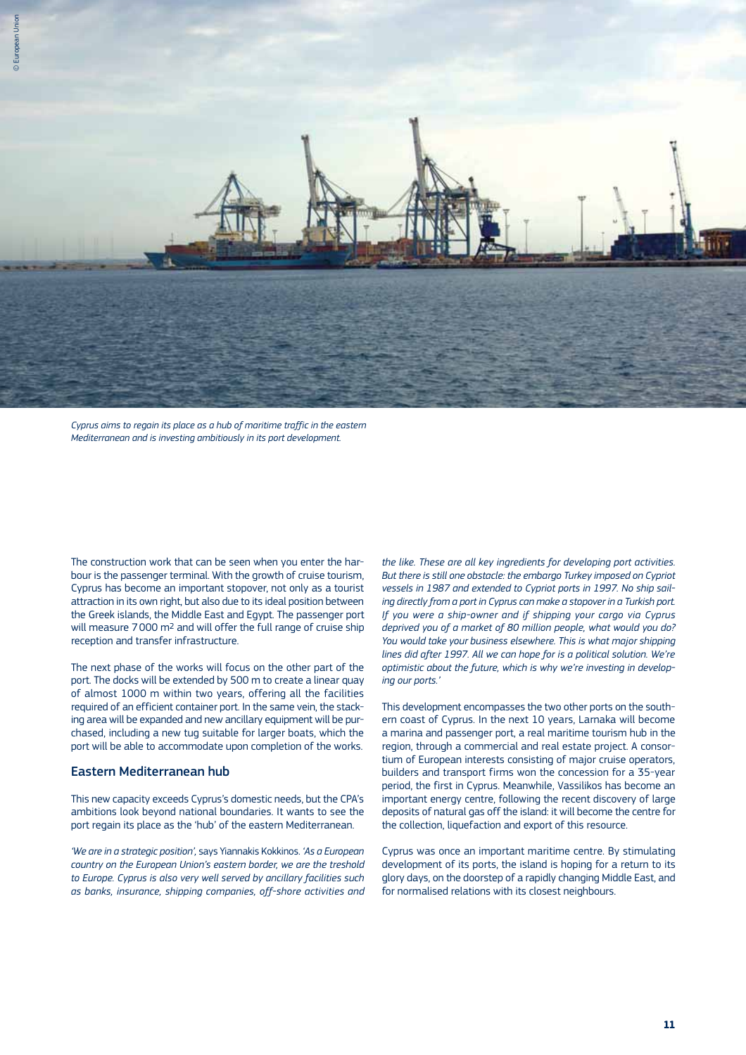*Cyprus aims to regain its place as a hub of maritime traffic in the eastern Mediterranean and is investing ambitiously in its port development.*

The construction work that can be seen when you enter the harbour is the passenger terminal. With the growth of cruise tourism, Cyprus has become an important stopover, not only as a tourist attraction in its own right, but also due to its ideal position between the Greek islands, the Middle East and Egypt. The passenger port will measure 7 000 m² and will offer the full range of cruise ship reception and transfer infrastructure.

The next phase of the works will focus on the other part of the port. The docks will be extended by 500 m to create a linear quay of almost 1000 m within two years, offering all the facilities required of an efficient container port. In the same vein, the stacking area will be expanded and new ancillary equipment will be purchased, including a new tug suitable for larger boats, which the port will be able to accommodate upon completion of the works.

## Eastern Mediterranean hub

This new capacity exceeds Cyprus's domestic needs, but the CPA's ambitions look beyond national boundaries. It wants to see the port regain its place as the 'hub' of the eastern Mediterranean.

*'We are in a strategic position'*, says Yiannakis Kokkinos. *'As a European country on the European Union's eastern border, we are the treshold to Europe. Cyprus is also very well served by ancillary facilities such as banks, insurance, shipping companies, off-shore activities and the like. These are all key ingredients for developing port activities. But there is still one obstacle: the embargo Turkey imposed on Cypriot vessels in 1987 and extended to Cypriot ports in 1997. No ship sailing directly from a port in Cyprus can make a stopover in a Turkish port. If you were a ship-owner and if shipping your cargo via Cyprus deprived you of a market of 80 million people, what would you do? You would take your business elsewhere. This is what major shipping lines did after 1997. All we can hope for is a political solution. We're optimistic about the future, which is why we're investing in developing our ports.'*

This development encompasses the two other ports on the southern coast of Cyprus. In the next 10 years, Larnaka will become a marina and passenger port, a real maritime tourism hub in the region, through a commercial and real estate project. A consortium of European interests consisting of major cruise operators, builders and transport firms won the concession for a 35-year period, the first in Cyprus. Meanwhile, Vassilikos has become an important energy centre, following the recent discovery of large deposits of natural gas off the island: it will become the centre for the collection, liquefaction and export of this resource.

Cyprus was once an important maritime centre. By stimulating development of its ports, the island is hoping for a return to its glory days, on the doorstep of a rapidly changing Middle East, and for normalised relations with its closest neighbours.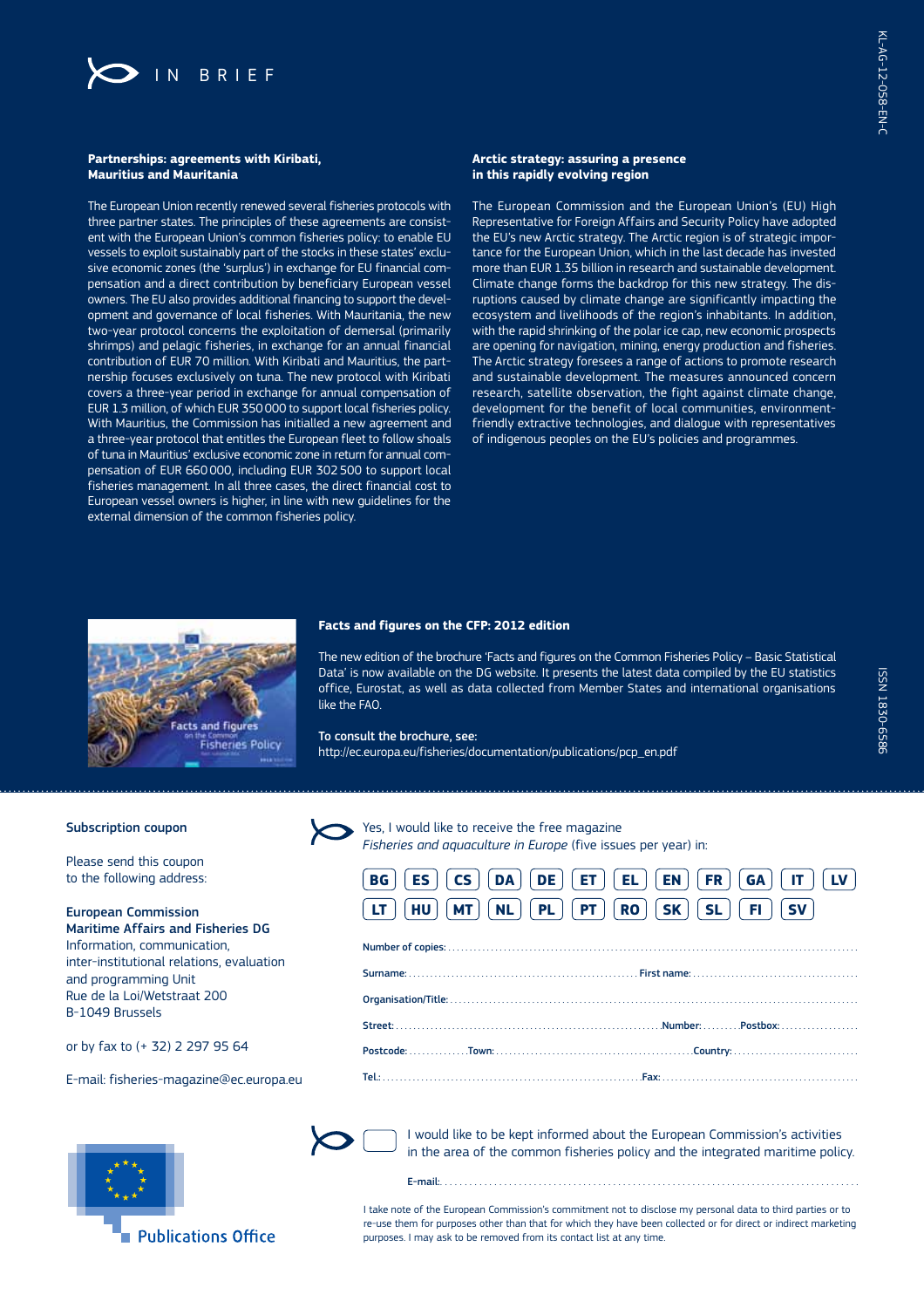# IN BRIEF

### Partnerships: agreements with Kiribati, Mauritius and Mauritania

The European Union recently renewed several fisheries protocols with three partner states. The principles of these agreements are consistent with the European Union's common fisheries policy: to enable EU vessels to exploit sustainably part of the stocks in these states' exclusive economic zones (the 'surplus') in exchange for EU financial compensation and a direct contribution by beneficiary European vessel owners. The EU also provides additional financing to support the development and governance of local fisheries. With Mauritania, the new two-year protocol concerns the exploitation of demersal (primarily shrimps) and pelagic fisheries, in exchange for an annual financial contribution of EUR 70 million. With Kiribati and Mauritius, the partnership focuses exclusively on tuna. The new protocol with Kiribati covers a three-year period in exchange for annual compensation of EUR 1.3 million, of which EUR 350 000 to support local fisheries policy. With Mauritius, the Commission has initialled a new agreement and a three-year protocol that entitles the European fleet to follow shoals of tuna in Mauritius' exclusive economic zone in return for annual compensation of EUR 660 000, including EUR 302 500 to support local fisheries management. In all three cases, the direct financial cost to European vessel owners is higher, in line with new guidelines for the external dimension of the common fisheries policy.

### Arctic strategy: assuring a presence in this rapidly evolving region

The European Commission and the European Union's (EU) High Representative for Foreign Affairs and Security Policy have adopted the EU's new Arctic strategy. The Arctic region is of strategic importance for the European Union, which in the last decade has invested more than EUR 1.35 billion in research and sustainable development. Climate change forms the backdrop for this new strategy. The disruptions caused by climate change are significantly impacting the ecosystem and livelihoods of the region's inhabitants. In addition, with the rapid shrinking of the polar ice cap, new economic prospects are opening for navigation, mining, energy production and fisheries. The Arctic strategy foresees a range of actions to promote research and sustainable development. The measures announced concern research, satellite observation, the fight against climate change, development for the benefit of local communities, environment-friendly extractive technologies, and dialogue with representatives of indigenous peoples on the EU's policies and programmes.

### Facts and figures on the CFP: 2012 edition

The new edition of the brochure 'Facts and figures on the Common Fisheries Policy – Basic Statistical Data' is now available on the DG website. It presents the latest data compiled by the EU statistics office, Eurostat, as well as data collected from Member States and international organisations like the FAO.

**To consult the brochure, see:**
http://ec.europa.eu/fisheries/documentation/publications/pcp_en.pdf

KL-AG-12-058-EN-C

ISSN 1830-6586

---

### Subscription coupon

Please send this coupon to the following address:

**European Commission**
**Maritime Affairs and Fisheries DG**
Information, communication, inter-institutional relations, evaluation and programming Unit
Rue de la Loi/Wetstraat 200
B-1049 Brussels

or by fax to (+ 32) 2 297 95 64

E-mail: fisheries-magazine@ec.europa.eu

Yes, I would like to receive the free magazine *Fisheries and aquaculture in Europe* (five issues per year) in:

BG ES CS DA DE ET EL EN FR GA IT LV
LT HU MT NL PL PT RO SK SL FI SV

Number of copies: ...............

Surname: ............... First name: ...............

Organisation/Title: ...............

Street: ............... Number: ........ Postbox: ...............

Postcode: ........ Town: ............... Country: ...............

Tel.: ............... Fax: ...............

☐ I would like to be kept informed about the European Commission's activities in the area of the common fisheries policy and the integrated maritime policy.

E-mail: ...............

I take note of the European Commission's commitment not to disclose my personal data to third parties or to re-use them for purposes other than that for which they have been collected or for direct or indirect marketing purposes. I may ask to be removed from its contact list at any time.

Publications Office